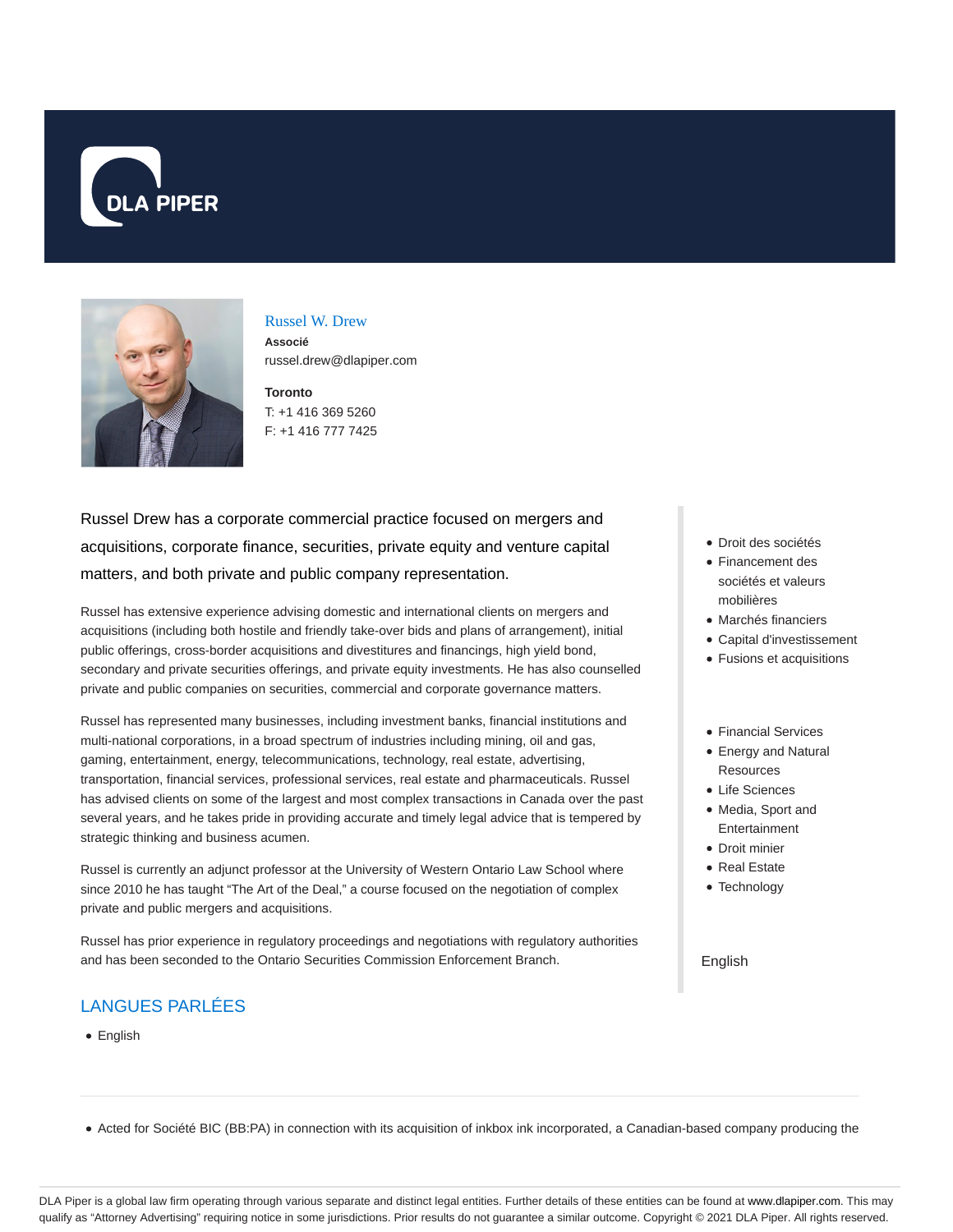# Russel W. Drew

**Associé**

russel.drew@dlapiper.com

**Toronto**

T: +1 416 369 5260

F: +1 416 777 7425

Russel Drew has a corporate commercial practice focused on mergers and acquisitions, corporate finance, securities, private equity and venture capital matters, and both private and public company representation.

Russel has extensive experience advising domestic and international clients on mergers and acquisitions (including both hostile and friendly take-over bids and plans of arrangement), initial public offerings, cross-border acquisitions and divestitures and financings, high yield bond, secondary and private securities offerings, and private equity investments. He has also counselled private and public companies on securities, commercial and corporate governance matters.

Russel has represented many businesses, including investment banks, financial institutions and multi-national corporations, in a broad spectrum of industries including mining, oil and gas, gaming, entertainment, energy, telecommunications, technology, real estate, advertising, transportation, financial services, professional services, real estate and pharmaceuticals. Russel has advised clients on some of the largest and most complex transactions in Canada over the past several years, and he takes pride in providing accurate and timely legal advice that is tempered by strategic thinking and business acumen.

Russel is currently an adjunct professor at the University of Western Ontario Law School where since 2010 he has taught "The Art of the Deal," a course focused on the negotiation of complex private and public mergers and acquisitions.

Russel has prior experience in regulatory proceedings and negotiations with regulatory authorities and has been seconded to the Ontario Securities Commission Enforcement Branch.

- Droit des sociétés
- Financement des sociétés et valeurs mobilières
- Marchés financiers
- Capital d'investissement
- Fusions et acquisitions

- Financial Services
- Energy and Natural Resources
- Life Sciences
- Media, Sport and Entertainment
- Droit minier
- Real Estate
- Technology

English

## LANGUES PARLÉES

- English

---

- Acted for Société BIC (BB:PA) in connection with its acquisition of inkbox ink incorporated, a Canadian-based company producing the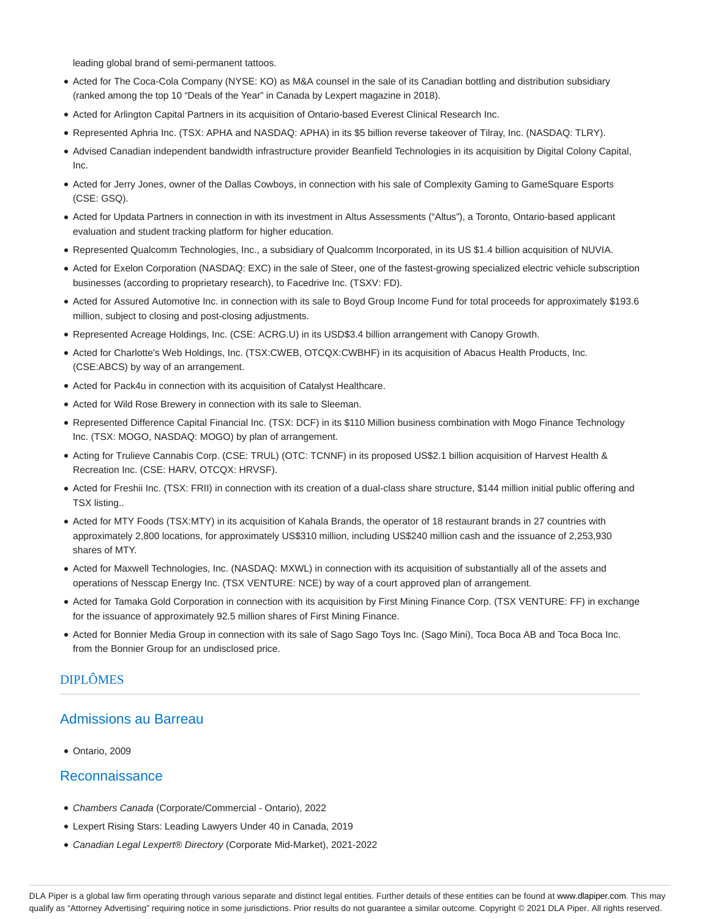leading global brand of semi-permanent tattoos.

- Acted for The Coca-Cola Company (NYSE: KO) as M&A counsel in the sale of its Canadian bottling and distribution subsidiary (ranked among the top 10 "Deals of the Year" in Canada by Lexpert magazine in 2018).
- Acted for Arlington Capital Partners in its acquisition of Ontario-based Everest Clinical Research Inc.
- Represented Aphria Inc. (TSX: APHA and NASDAQ: APHA) in its $5 billion reverse takeover of Tilray, Inc. (NASDAQ: TLRY).
- Advised Canadian independent bandwidth infrastructure provider Beanfield Technologies in its acquisition by Digital Colony Capital, Inc.
- Acted for Jerry Jones, owner of the Dallas Cowboys, in connection with his sale of Complexity Gaming to GameSquare Esports (CSE: GSQ).
- Acted for Updata Partners in connection in with its investment in Altus Assessments ("Altus"), a Toronto, Ontario-based applicant evaluation and student tracking platform for higher education.
- Represented Qualcomm Technologies, Inc., a subsidiary of Qualcomm Incorporated, in its US $1.4 billion acquisition of NUVIA.
- Acted for Exelon Corporation (NASDAQ: EXC) in the sale of Steer, one of the fastest-growing specialized electric vehicle subscription businesses (according to proprietary research), to Facedrive Inc. (TSXV: FD).
- Acted for Assured Automotive Inc. in connection with its sale to Boyd Group Income Fund for total proceeds for approximately $193.6 million, subject to closing and post-closing adjustments.
- Represented Acreage Holdings, Inc. (CSE: ACRG.U) in its USD$3.4 billion arrangement with Canopy Growth.
- Acted for Charlotte's Web Holdings, Inc. (TSX:CWEB, OTCQX:CWBHF) in its acquisition of Abacus Health Products, Inc. (CSE:ABCS) by way of an arrangement.
- Acted for Pack4u in connection with its acquisition of Catalyst Healthcare.
- Acted for Wild Rose Brewery in connection with its sale to Sleeman.
- Represented Difference Capital Financial Inc. (TSX: DCF) in its $110 Million business combination with Mogo Finance Technology Inc. (TSX: MOGO, NASDAQ: MOGO) by plan of arrangement.
- Acting for Trulieve Cannabis Corp. (CSE: TRUL) (OTC: TCNNF) in its proposed US$2.1 billion acquisition of Harvest Health & Recreation Inc. (CSE: HARV, OTCQX: HRVSF).
- Acted for Freshii Inc. (TSX: FRII) in connection with its creation of a dual-class share structure, $144 million initial public offering and TSX listing..
- Acted for MTY Foods (TSX:MTY) in its acquisition of Kahala Brands, the operator of 18 restaurant brands in 27 countries with approximately 2,800 locations, for approximately US$310 million, including US$240 million cash and the issuance of 2,253,930 shares of MTY.
- Acted for Maxwell Technologies, Inc. (NASDAQ: MXWL) in connection with its acquisition of substantially all of the assets and operations of Nesscap Energy Inc. (TSX VENTURE: NCE) by way of a court approved plan of arrangement.
- Acted for Tamaka Gold Corporation in connection with its acquisition by First Mining Finance Corp. (TSX VENTURE: FF) in exchange for the issuance of approximately 92.5 million shares of First Mining Finance.
- Acted for Bonnier Media Group in connection with its sale of Sago Sago Toys Inc. (Sago Mini), Toca Boca AB and Toca Boca Inc. from the Bonnier Group for an undisclosed price.

## DIPLÔMES

### Admissions au Barreau

- Ontario, 2009

### Reconnaissance

- *Chambers Canada* (Corporate/Commercial - Ontario), 2022
- Lexpert Rising Stars: Leading Lawyers Under 40 in Canada, 2019
- *Canadian Legal Lexpert® Directory* (Corporate Mid-Market), 2021-2022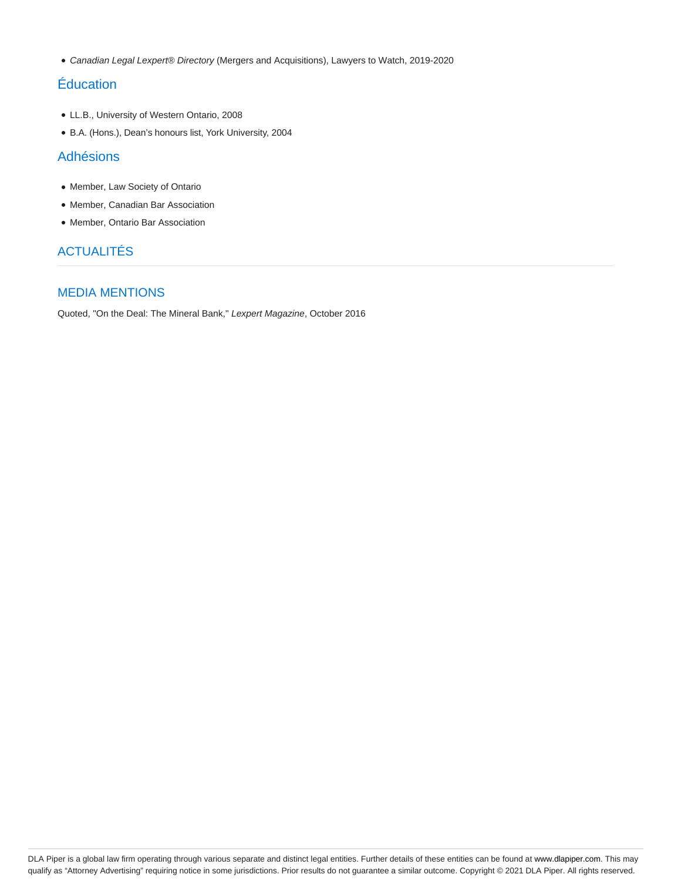- *Canadian Legal Lexpert® Directory* (Mergers and Acquisitions), Lawyers to Watch, 2019-2020

## Éducation

- LL.B., University of Western Ontario, 2008
- B.A. (Hons.), Dean's honours list, York University, 2004

## Adhésions

- Member, Law Society of Ontario
- Member, Canadian Bar Association
- Member, Ontario Bar Association

## ACTUALITÉS

## MEDIA MENTIONS

Quoted, "On the Deal: The Mineral Bank," *Lexpert Magazine*, October 2016

DLA Piper is a global law firm operating through various separate and distinct legal entities. Further details of these entities can be found at www.dlapiper.com. This may qualify as "Attorney Advertising" requiring notice in some jurisdictions. Prior results do not guarantee a similar outcome. Copyright © 2021 DLA Piper. All rights reserved.